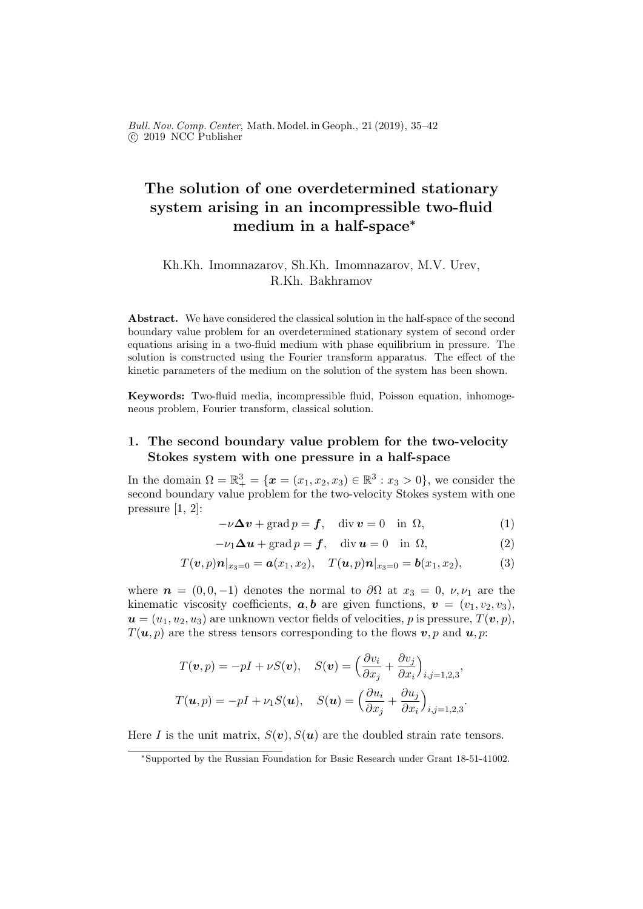# The solution of one overdetermined stationary system arising in an incompressible two-fluid medium in a half-space*

Kh.Kh. Imomnazarov, Sh.Kh. Imomnazarov, M.V. Urev, R.Kh. Bakhramov

**Abstract.** We have considered the classical solution in the half-space of the second boundary value problem for an overdetermined stationary system of second order equations arising in a two-fluid medium with phase equilibrium in pressure. The solution is constructed using the Fourier transform apparatus. The effect of the kinetic parameters of the medium on the solution of the system has been shown.

**Keywords:** Two-fluid media, incompressible fluid, Poisson equation, inhomogeneous problem, Fourier transform, classical solution.

## 1. The second boundary value problem for the two-velocity Stokes system with one pressure in a half-space

In the domain $\Omega = \mathbb{R}^3_+ = \{\boldsymbol{x} = (x_1, x_2, x_3) \in \mathbb{R}^3 : x_3 > 0\}$, we consider the second boundary value problem for the two-velocity Stokes system with one pressure [1, 2]:

$$-\nu \boldsymbol{\Delta v} + \operatorname{grad} p = \boldsymbol{f}, \quad \operatorname{div} \boldsymbol{v} = 0 \quad \text{in } \Omega, \tag{1}$$

$$-\nu_1 \boldsymbol{\Delta u} + \operatorname{grad} p = \boldsymbol{f}, \quad \operatorname{div} \boldsymbol{u} = 0 \quad \text{in } \Omega, \tag{2}$$

$$T(\boldsymbol{v}, p)\boldsymbol{n}|_{x_3=0} = \boldsymbol{a}(x_1, x_2), \quad T(\boldsymbol{u}, p)\boldsymbol{n}|_{x_3=0} = \boldsymbol{b}(x_1, x_2), \tag{3}$$

where $\boldsymbol{n} = (0, 0, -1)$ denotes the normal to $\partial\Omega$ at $x_3 = 0$, $\nu, \nu_1$ are the kinematic viscosity coefficients, $\boldsymbol{a}, \boldsymbol{b}$ are given functions, $\boldsymbol{v} = (v_1, v_2, v_3)$, $\boldsymbol{u} = (u_1, u_2, u_3)$ are unknown vector fields of velocities, $p$ is pressure, $T(\boldsymbol{v}, p)$, $T(\boldsymbol{u}, p)$ are the stress tensors corresponding to the flows $\boldsymbol{v}, p$ and $\boldsymbol{u}, p$:

$$T(\boldsymbol{v}, p) = -pI + \nu S(\boldsymbol{v}), \quad S(\boldsymbol{v}) = \Big(\frac{\partial v_i}{\partial x_j} + \frac{\partial v_j}{\partial x_i}\Big)_{i,j=1,2,3},$$

$$T(\boldsymbol{u}, p) = -pI + \nu_1 S(\boldsymbol{u}), \quad S(\boldsymbol{u}) = \Big(\frac{\partial u_i}{\partial x_j} + \frac{\partial u_j}{\partial x_i}\Big)_{i,j=1,2,3}.$$

Here $I$ is the unit matrix, $S(\boldsymbol{v}), S(\boldsymbol{u})$ are the doubled strain rate tensors.

*Supported by the Russian Foundation for Basic Research under Grant 18-51-41002.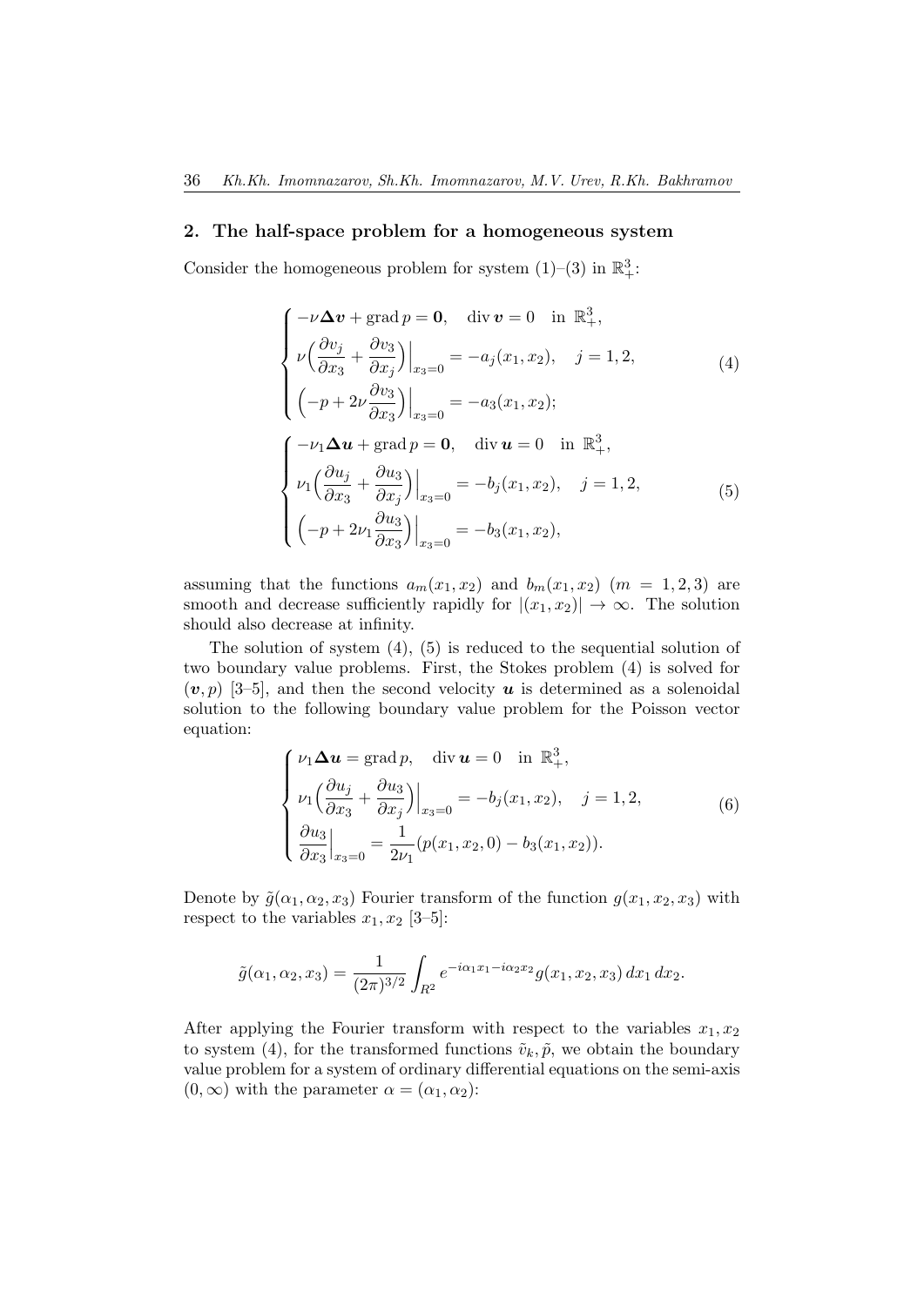## 2. The half-space problem for a homogeneous system

Consider the homogeneous problem for system (1)–(3) in $\mathbb{R}^3_+$:

$$
\begin{cases}
-\nu \boldsymbol{\Delta} \boldsymbol{v} + \operatorname{grad} p = \boldsymbol{0}, \quad \operatorname{div} \boldsymbol{v} = 0 \quad \text{in } \mathbb{R}^3_+, \\
\nu \Big( \dfrac{\partial v_j}{\partial x_3} + \dfrac{\partial v_3}{\partial x_j} \Big)\Big|_{x_3=0} = -a_j(x_1, x_2), \quad j = 1, 2, \\
\Big( -p + 2\nu \dfrac{\partial v_3}{\partial x_3} \Big)\Big|_{x_3=0} = -a_3(x_1, x_2);
\end{cases}
\tag{4}
$$

$$
\begin{cases}
-\nu_1 \boldsymbol{\Delta} \boldsymbol{u} + \operatorname{grad} p = \boldsymbol{0}, \quad \operatorname{div} \boldsymbol{u} = 0 \quad \text{in } \mathbb{R}^3_+, \\
\nu_1 \Big( \dfrac{\partial u_j}{\partial x_3} + \dfrac{\partial u_3}{\partial x_j} \Big)\Big|_{x_3=0} = -b_j(x_1, x_2), \quad j = 1, 2, \\
\Big( -p + 2\nu_1 \dfrac{\partial u_3}{\partial x_3} \Big)\Big|_{x_3=0} = -b_3(x_1, x_2),
\end{cases}
\tag{5}
$$

assuming that the functions $a_m(x_1, x_2)$ and $b_m(x_1, x_2)$ $(m = 1, 2, 3)$ are smooth and decrease sufficiently rapidly for $|(x_1, x_2)| \to \infty$. The solution should also decrease at infinity.

The solution of system (4), (5) is reduced to the sequential solution of two boundary value problems. First, the Stokes problem (4) is solved for $(\boldsymbol{v}, p)$ [3–5], and then the second velocity $\boldsymbol{u}$ is determined as a solenoidal solution to the following boundary value problem for the Poisson vector equation:

$$
\begin{cases}
\nu_1 \boldsymbol{\Delta} \boldsymbol{u} = \operatorname{grad} p, \quad \operatorname{div} \boldsymbol{u} = 0 \quad \text{in } \mathbb{R}^3_+, \\
\nu_1 \Big( \dfrac{\partial u_j}{\partial x_3} + \dfrac{\partial u_3}{\partial x_j} \Big)\Big|_{x_3=0} = -b_j(x_1, x_2), \quad j = 1, 2, \\
\dfrac{\partial u_3}{\partial x_3}\Big|_{x_3=0} = \dfrac{1}{2\nu_1}(p(x_1, x_2, 0) - b_3(x_1, x_2)).
\end{cases}
\tag{6}
$$

Denote by $\tilde{g}(\alpha_1, \alpha_2, x_3)$ Fourier transform of the function $g(x_1, x_2, x_3)$ with respect to the variables $x_1, x_2$ [3–5]:

$$
\tilde{g}(\alpha_1, \alpha_2, x_3) = \frac{1}{(2\pi)^{3/2}} \int_{R^2} e^{-i\alpha_1 x_1 - i\alpha_2 x_2} g(x_1, x_2, x_3)\, dx_1\, dx_2.
$$

After applying the Fourier transform with respect to the variables $x_1, x_2$ to system (4), for the transformed functions $\tilde{v}_k, \tilde{p}$, we obtain the boundary value problem for a system of ordinary differential equations on the semi-axis $(0, \infty)$ with the parameter $\alpha = (\alpha_1, \alpha_2)$: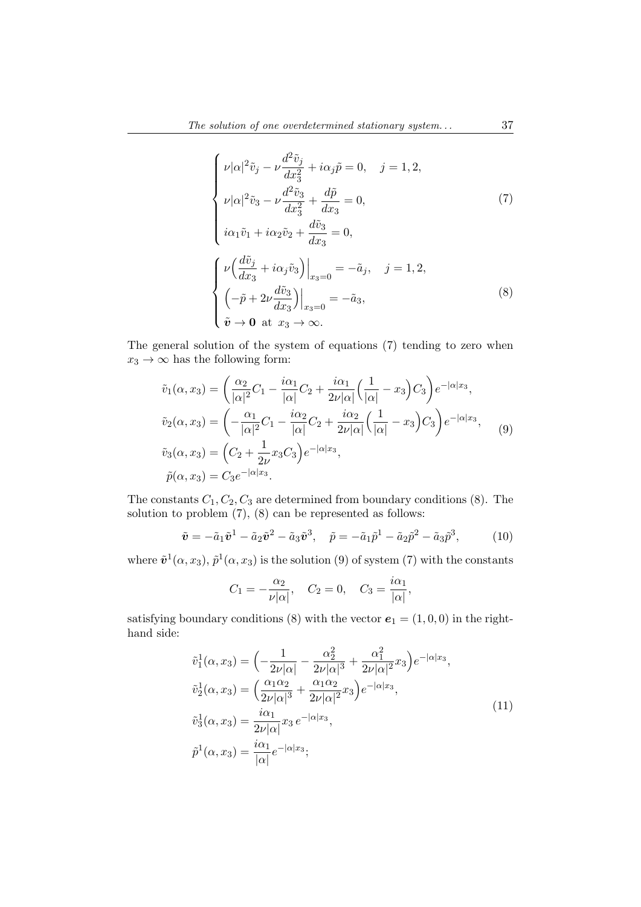$$
\begin{cases}
\nu|\alpha|^2\tilde{v}_j - \nu\dfrac{d^2\tilde{v}_j}{dx_3^2} + i\alpha_j\tilde{p} = 0, \quad j = 1, 2, \\
\nu|\alpha|^2\tilde{v}_3 - \nu\dfrac{d^2\tilde{v}_3}{dx_3^2} + \dfrac{d\tilde{p}}{dx_3} = 0, \\
i\alpha_1\tilde{v}_1 + i\alpha_2\tilde{v}_2 + \dfrac{d\tilde{v}_3}{dx_3} = 0,
\end{cases} \tag{7}
$$

$$
\begin{cases}
\nu\Big(\dfrac{d\tilde{v}_j}{dx_3} + i\alpha_j\tilde{v}_3\Big)\Big|_{x_3=0} = -\tilde{a}_j, \quad j = 1, 2, \\
\Big(-\tilde{p} + 2\nu\dfrac{d\tilde{v}_3}{dx_3}\Big)\Big|_{x_3=0} = -\tilde{a}_3, \\
\tilde{\boldsymbol{v}} \to \boldsymbol{0} \ \text{ at } \ x_3 \to \infty.
\end{cases} \tag{8}
$$

The general solution of the system of equations (7) tending to zero when $x_3 \to \infty$ has the following form:

$$
\begin{aligned}
\tilde{v}_1(\alpha, x_3) &= \Big(\frac{\alpha_2}{|\alpha|^2}C_1 - \frac{i\alpha_1}{|\alpha|}C_2 + \frac{i\alpha_1}{2\nu|\alpha|}\Big(\frac{1}{|\alpha|} - x_3\Big)C_3\Big)e^{-|\alpha|x_3}, \\
\tilde{v}_2(\alpha, x_3) &= \Big(-\frac{\alpha_1}{|\alpha|^2}C_1 - \frac{i\alpha_2}{|\alpha|}C_2 + \frac{i\alpha_2}{2\nu|\alpha|}\Big(\frac{1}{|\alpha|} - x_3\Big)C_3\Big)e^{-|\alpha|x_3}, \\
\tilde{v}_3(\alpha, x_3) &= \Big(C_2 + \frac{1}{2\nu}x_3C_3\Big)e^{-|\alpha|x_3}, \\
\tilde{p}(\alpha, x_3) &= C_3e^{-|\alpha|x_3}.
\end{aligned} \tag{9}
$$

The constants $C_1, C_2, C_3$ are determined from boundary conditions (8). The solution to problem (7), (8) can be represented as follows:

$$
\tilde{\boldsymbol{v}} = -\tilde{a}_1\tilde{\boldsymbol{v}}^1 - \tilde{a}_2\tilde{\boldsymbol{v}}^2 - \tilde{a}_3\tilde{\boldsymbol{v}}^3, \quad \tilde{p} = -\tilde{a}_1\tilde{p}^1 - \tilde{a}_2\tilde{p}^2 - \tilde{a}_3\tilde{p}^3, \tag{10}
$$

where $\tilde{\boldsymbol{v}}^1(\alpha, x_3)$, $\tilde{p}^1(\alpha, x_3)$ is the solution (9) of system (7) with the constants

$$
C_1 = -\frac{\alpha_2}{\nu|\alpha|}, \quad C_2 = 0, \quad C_3 = \frac{i\alpha_1}{|\alpha|},
$$

satisfying boundary conditions (8) with the vector $\boldsymbol{e}_1 = (1, 0, 0)$ in the right-hand side:

$$
\begin{aligned}
\tilde{v}_1^1(\alpha, x_3) &= \Big(-\frac{1}{2\nu|\alpha|} - \frac{\alpha_2^2}{2\nu|\alpha|^3} + \frac{\alpha_1^2}{2\nu|\alpha|^2}x_3\Big)e^{-|\alpha|x_3}, \\
\tilde{v}_2^1(\alpha, x_3) &= \Big(\frac{\alpha_1\alpha_2}{2\nu|\alpha|^3} + \frac{\alpha_1\alpha_2}{2\nu|\alpha|^2}x_3\Big)e^{-|\alpha|x_3}, \\
\tilde{v}_3^1(\alpha, x_3) &= \frac{i\alpha_1}{2\nu|\alpha|}x_3\, e^{-|\alpha|x_3}, \\
\tilde{p}^1(\alpha, x_3) &= \frac{i\alpha_1}{|\alpha|}e^{-|\alpha|x_3};
\end{aligned} \tag{11}
$$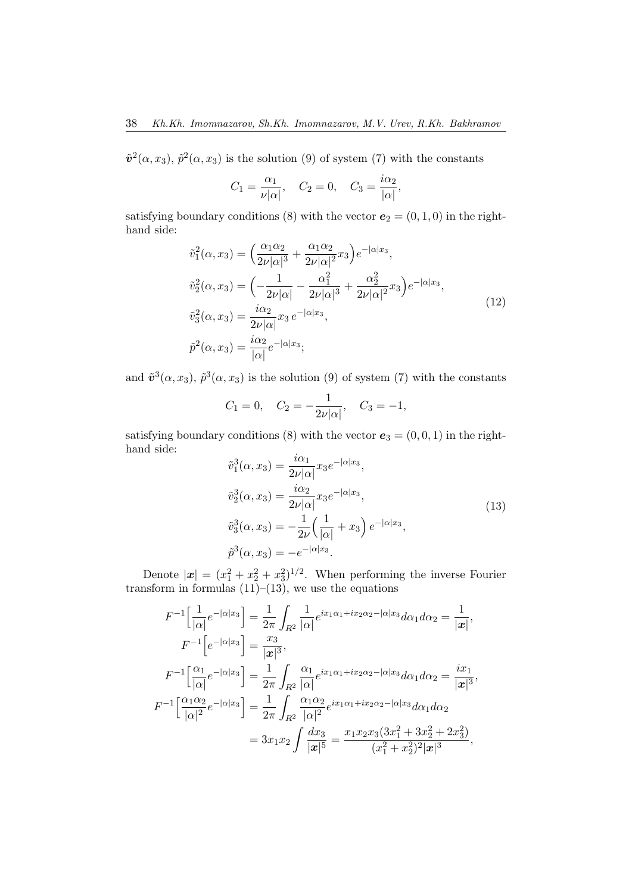$\tilde{\boldsymbol{v}}^2(\alpha, x_3)$, $\tilde{p}^2(\alpha, x_3)$ is the solution (9) of system (7) with the constants

$$C_1 = \frac{\alpha_1}{\nu|\alpha|}, \quad C_2 = 0, \quad C_3 = \frac{i\alpha_2}{|\alpha|},$$

satisfying boundary conditions (8) with the vector $\boldsymbol{e}_2 = (0, 1, 0)$ in the right-hand side:

$$\begin{aligned}
\tilde{v}_1^2(\alpha, x_3) &= \Big(\frac{\alpha_1\alpha_2}{2\nu|\alpha|^3} + \frac{\alpha_1\alpha_2}{2\nu|\alpha|^2}x_3\Big)e^{-|\alpha|x_3},\\
\tilde{v}_2^2(\alpha, x_3) &= \Big(-\frac{1}{2\nu|\alpha|} - \frac{\alpha_1^2}{2\nu|\alpha|^3} + \frac{\alpha_2^2}{2\nu|\alpha|^2}x_3\Big)e^{-|\alpha|x_3},\\
\tilde{v}_3^2(\alpha, x_3) &= \frac{i\alpha_2}{2\nu|\alpha|}x_3\, e^{-|\alpha|x_3},\\
\tilde{p}^2(\alpha, x_3) &= \frac{i\alpha_2}{|\alpha|}e^{-|\alpha|x_3};
\end{aligned} \tag{12}$$

and $\tilde{\boldsymbol{v}}^3(\alpha, x_3)$, $\tilde{p}^3(\alpha, x_3)$ is the solution (9) of system (7) with the constants

$$C_1 = 0, \quad C_2 = -\frac{1}{2\nu|\alpha|}, \quad C_3 = -1,$$

satisfying boundary conditions (8) with the vector $\boldsymbol{e}_3 = (0, 0, 1)$ in the right-hand side:

$$\begin{aligned}
\tilde{v}_1^3(\alpha, x_3) &= \frac{i\alpha_1}{2\nu|\alpha|}x_3 e^{-|\alpha|x_3},\\
\tilde{v}_2^3(\alpha, x_3) &= \frac{i\alpha_2}{2\nu|\alpha|}x_3 e^{-|\alpha|x_3},\\
\tilde{v}_3^3(\alpha, x_3) &= -\frac{1}{2\nu}\Big(\frac{1}{|\alpha|} + x_3\Big)\, e^{-|\alpha|x_3},\\
\tilde{p}^3(\alpha, x_3) &= -e^{-|\alpha|x_3}.
\end{aligned} \tag{13}$$

Denote $|\boldsymbol{x}| = (x_1^2 + x_2^2 + x_3^2)^{1/2}$. When performing the inverse Fourier transform in formulas (11)–(13), we use the equations

$$\begin{aligned}
F^{-1}\Big[\frac{1}{|\alpha|}e^{-|\alpha|x_3}\Big] &= \frac{1}{2\pi}\int_{R^2}\frac{1}{|\alpha|}e^{ix_1\alpha_1 + ix_2\alpha_2 - |\alpha|x_3}d\alpha_1 d\alpha_2 = \frac{1}{|\boldsymbol{x}|},\\
F^{-1}\Big[e^{-|\alpha|x_3}\Big] &= \frac{x_3}{|\boldsymbol{x}|^3},\\
F^{-1}\Big[\frac{\alpha_1}{|\alpha|}e^{-|\alpha|x_3}\Big] &= \frac{1}{2\pi}\int_{R^2}\frac{\alpha_1}{|\alpha|}e^{ix_1\alpha_1 + ix_2\alpha_2 - |\alpha|x_3}d\alpha_1 d\alpha_2 = \frac{ix_1}{|\boldsymbol{x}|^3},\\
F^{-1}\Big[\frac{\alpha_1\alpha_2}{|\alpha|^2}e^{-|\alpha|x_3}\Big] &= \frac{1}{2\pi}\int_{R^2}\frac{\alpha_1\alpha_2}{|\alpha|^2}e^{ix_1\alpha_1 + ix_2\alpha_2 - |\alpha|x_3}d\alpha_1 d\alpha_2\\
&= 3x_1x_2\int\frac{dx_3}{|\boldsymbol{x}|^5} = \frac{x_1x_2x_3(3x_1^2 + 3x_2^2 + 2x_3^2)}{(x_1^2 + x_2^2)^2|\boldsymbol{x}|^3},
\end{aligned}$$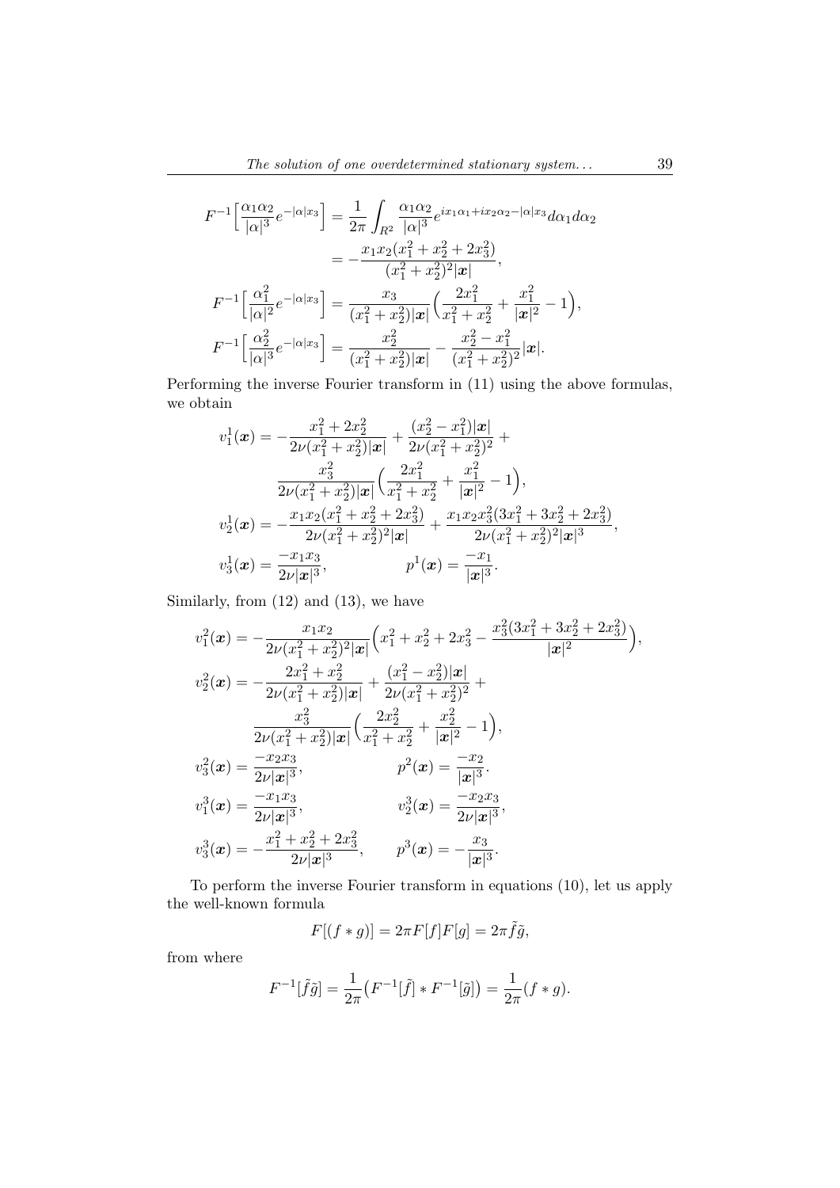$$F^{-1}\Big[\frac{\alpha_1\alpha_2}{|\alpha|^3}e^{-|\alpha|x_3}\Big] = \frac{1}{2\pi}\int_{R^2}\frac{\alpha_1\alpha_2}{|\alpha|^3}e^{ix_1\alpha_1+ix_2\alpha_2-|\alpha|x_3}d\alpha_1 d\alpha_2$$

$$= -\frac{x_1x_2(x_1^2+x_2^2+2x_3^2)}{(x_1^2+x_2^2)^2|\boldsymbol{x}|},$$

$$F^{-1}\Big[\frac{\alpha_1^2}{|\alpha|^2}e^{-|\alpha|x_3}\Big] = \frac{x_3}{(x_1^2+x_2^2)|\boldsymbol{x}|}\Big(\frac{2x_1^2}{x_1^2+x_2^2}+\frac{x_1^2}{|\boldsymbol{x}|^2}-1\Big),$$

$$F^{-1}\Big[\frac{\alpha_2^2}{|\alpha|^3}e^{-|\alpha|x_3}\Big] = \frac{x_2^2}{(x_1^2+x_2^2)|\boldsymbol{x}|} - \frac{x_2^2-x_1^2}{(x_1^2+x_2^2)^2}|\boldsymbol{x}|.$$

Performing the inverse Fourier transform in (11) using the above formulas, we obtain

$$v_1^1(\boldsymbol{x}) = -\frac{x_1^2+2x_2^2}{2\nu(x_1^2+x_2^2)|\boldsymbol{x}|} + \frac{(x_2^2-x_1^2)|\boldsymbol{x}|}{2\nu(x_1^2+x_2^2)^2} + \frac{x_3^2}{2\nu(x_1^2+x_2^2)|\boldsymbol{x}|}\Big(\frac{2x_1^2}{x_1^2+x_2^2}+\frac{x_1^2}{|\boldsymbol{x}|^2}-1\Big),$$

$$v_2^1(\boldsymbol{x}) = -\frac{x_1x_2(x_1^2+x_2^2+2x_3^2)}{2\nu(x_1^2+x_2^2)^2|\boldsymbol{x}|} + \frac{x_1x_2x_3^2(3x_1^2+3x_2^2+2x_3^2)}{2\nu(x_1^2+x_2^2)^2|\boldsymbol{x}|^3},$$

$$v_3^1(\boldsymbol{x}) = \frac{-x_1x_3}{2\nu|\boldsymbol{x}|^3}, \qquad p^1(\boldsymbol{x}) = \frac{-x_1}{|\boldsymbol{x}|^3}.$$

Similarly, from (12) and (13), we have

$$v_1^2(\boldsymbol{x}) = -\frac{x_1x_2}{2\nu(x_1^2+x_2^2)^2|\boldsymbol{x}|}\Big(x_1^2+x_2^2+2x_3^2-\frac{x_3^2(3x_1^2+3x_2^2+2x_3^2)}{|\boldsymbol{x}|^2}\Big),$$

$$v_2^2(\boldsymbol{x}) = -\frac{2x_1^2+x_2^2}{2\nu(x_1^2+x_2^2)|\boldsymbol{x}|} + \frac{(x_1^2-x_2^2)|\boldsymbol{x}|}{2\nu(x_1^2+x_2^2)^2} + \frac{x_3^2}{2\nu(x_1^2+x_2^2)|\boldsymbol{x}|}\Big(\frac{2x_2^2}{x_1^2+x_2^2}+\frac{x_2^2}{|\boldsymbol{x}|^2}-1\Big),$$

$$v_3^2(\boldsymbol{x}) = \frac{-x_2x_3}{2\nu|\boldsymbol{x}|^3}, \qquad p^2(\boldsymbol{x}) = \frac{-x_2}{|\boldsymbol{x}|^3}.$$

$$v_1^3(\boldsymbol{x}) = \frac{-x_1x_3}{2\nu|\boldsymbol{x}|^3}, \qquad v_2^3(\boldsymbol{x}) = \frac{-x_2x_3}{2\nu|\boldsymbol{x}|^3},$$

$$v_3^3(\boldsymbol{x}) = -\frac{x_1^2+x_2^2+2x_3^2}{2\nu|\boldsymbol{x}|^3}, \qquad p^3(\boldsymbol{x}) = -\frac{x_3}{|\boldsymbol{x}|^3}.$$

To perform the inverse Fourier transform in equations (10), let us apply the well-known formula

$$F[(f*g)] = 2\pi F[f]F[g] = 2\pi\tilde{f}\tilde{g},$$

from where

$$F^{-1}[\tilde{f}\tilde{g}] = \frac{1}{2\pi}\big(F^{-1}[\tilde{f}]*F^{-1}[\tilde{g}]\big) = \frac{1}{2\pi}(f*g).$$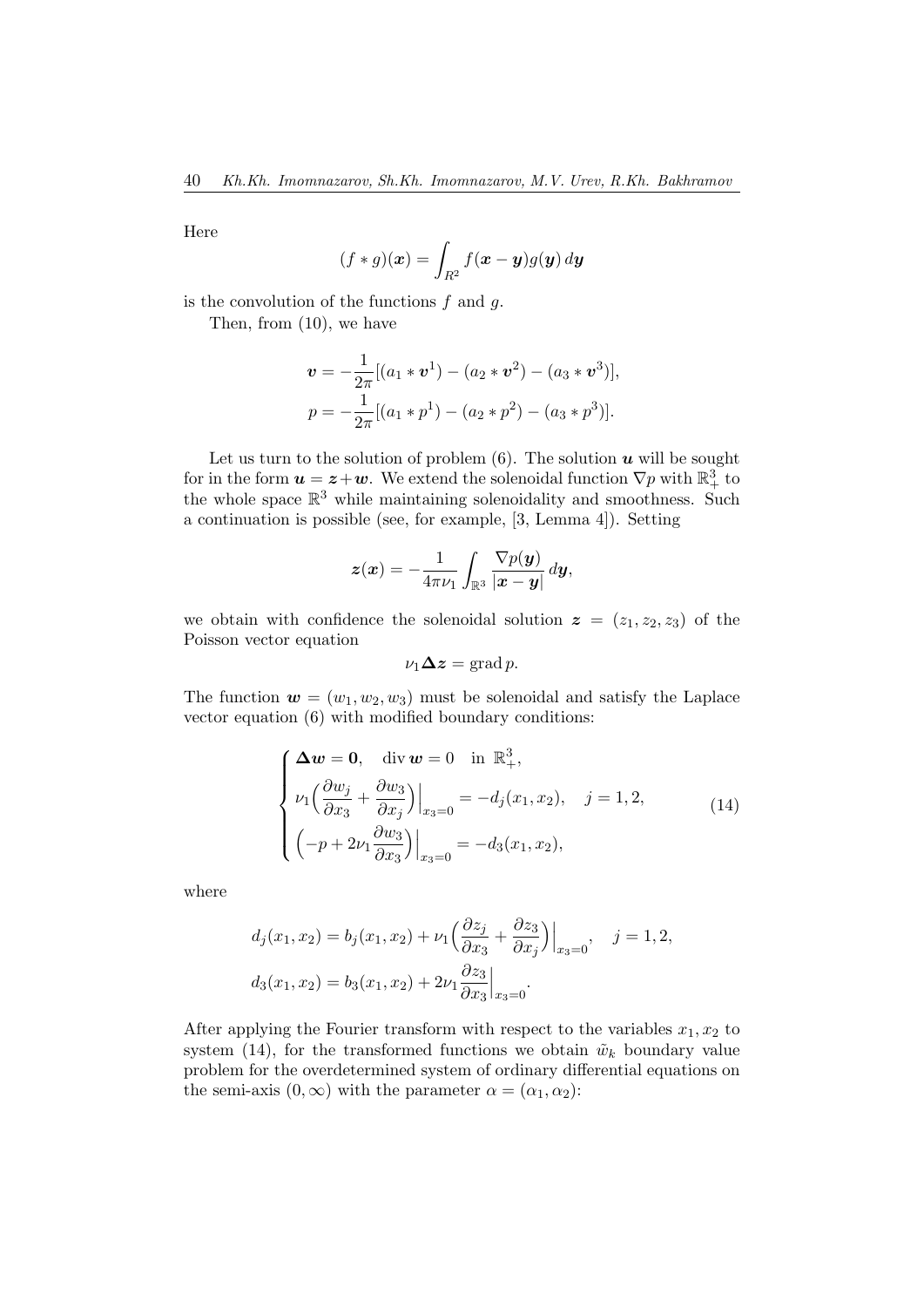Here

$$(f * g)(\boldsymbol{x}) = \int_{R^2} f(\boldsymbol{x} - \boldsymbol{y}) g(\boldsymbol{y})\, d\boldsymbol{y}$$

is the convolution of the functions $f$ and $g$.

Then, from (10), we have

$$\boldsymbol{v} = -\frac{1}{2\pi}[(a_1 * \boldsymbol{v}^1) - (a_2 * \boldsymbol{v}^2) - (a_3 * \boldsymbol{v}^3)],$$
$$p = -\frac{1}{2\pi}[(a_1 * p^1) - (a_2 * p^2) - (a_3 * p^3)].$$

Let us turn to the solution of problem (6). The solution $\boldsymbol{u}$ will be sought for in the form $\boldsymbol{u} = \boldsymbol{z} + \boldsymbol{w}$. We extend the solenoidal function $\nabla p$ with $\mathbb{R}^3_+$ to the whole space $\mathbb{R}^3$ while maintaining solenoidality and smoothness. Such a continuation is possible (see, for example, [3, Lemma 4]). Setting

$$\boldsymbol{z}(\boldsymbol{x}) = -\frac{1}{4\pi\nu_1} \int_{\mathbb{R}^3} \frac{\nabla p(\boldsymbol{y})}{|\boldsymbol{x} - \boldsymbol{y}|}\, d\boldsymbol{y},$$

we obtain with confidence the solenoidal solution $\boldsymbol{z} = (z_1, z_2, z_3)$ of the Poisson vector equation

$$\nu_1 \boldsymbol{\Delta} \boldsymbol{z} = \operatorname{grad} p.$$

The function $\boldsymbol{w} = (w_1, w_2, w_3)$ must be solenoidal and satisfy the Laplace vector equation (6) with modified boundary conditions:

$$\begin{cases} \boldsymbol{\Delta w} = \boldsymbol{0}, \quad \operatorname{div} \boldsymbol{w} = 0 \quad \text{in } \mathbb{R}^3_+, \\ \nu_1 \Big( \dfrac{\partial w_j}{\partial x_3} + \dfrac{\partial w_3}{\partial x_j} \Big) \Big|_{x_3=0} = -d_j(x_1, x_2), \quad j = 1, 2, \\ \Big( -p + 2\nu_1 \dfrac{\partial w_3}{\partial x_3} \Big) \Big|_{x_3=0} = -d_3(x_1, x_2), \end{cases} \tag{14}$$

where

$$d_j(x_1, x_2) = b_j(x_1, x_2) + \nu_1 \Big( \frac{\partial z_j}{\partial x_3} + \frac{\partial z_3}{\partial x_j} \Big) \Big|_{x_3=0}, \quad j = 1, 2,$$
$$d_3(x_1, x_2) = b_3(x_1, x_2) + 2\nu_1 \frac{\partial z_3}{\partial x_3} \Big|_{x_3=0}.$$

After applying the Fourier transform with respect to the variables $x_1, x_2$ to system (14), for the transformed functions we obtain $\tilde{w}_k$ boundary value problem for the overdetermined system of ordinary differential equations on the semi-axis $(0, \infty)$ with the parameter $\alpha = (\alpha_1, \alpha_2)$: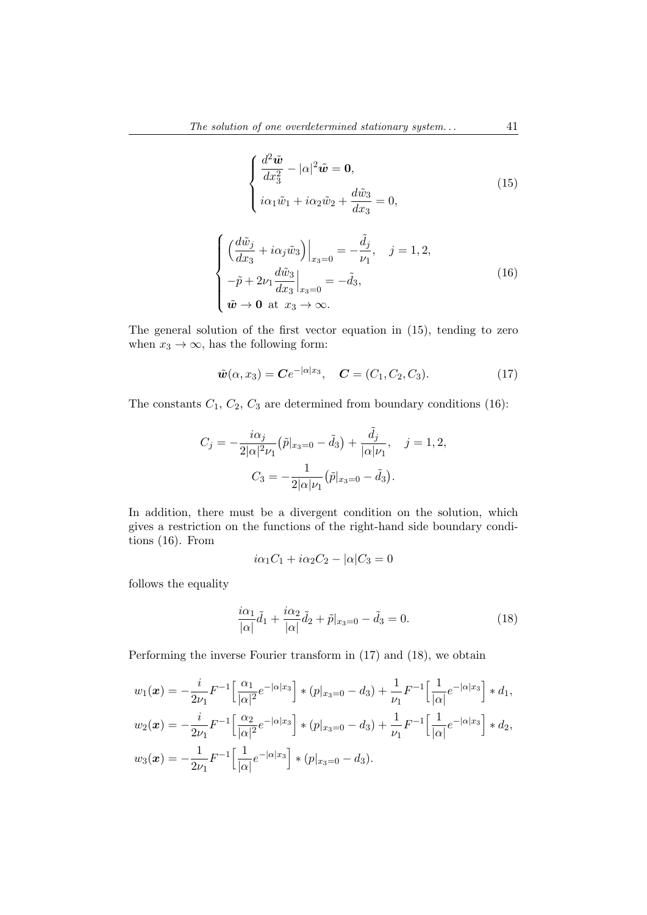$$
\begin{cases}
\dfrac{d^2\tilde{\boldsymbol{w}}}{dx_3^2} - |\alpha|^2\tilde{\boldsymbol{w}} = \mathbf{0}, \\
i\alpha_1\tilde{w}_1 + i\alpha_2\tilde{w}_2 + \dfrac{d\tilde{w}_3}{dx_3} = 0,
\end{cases}
\tag{15}
$$

$$
\begin{cases}
\Big(\dfrac{d\tilde{w}_j}{dx_3} + i\alpha_j\tilde{w}_3\Big)\Big|_{x_3=0} = -\dfrac{\tilde{d}_j}{\nu_1}, \quad j = 1, 2, \\
-\tilde{p} + 2\nu_1\dfrac{d\tilde{w}_3}{dx_3}\Big|_{x_3=0} = -\tilde{d}_3, \\
\tilde{\boldsymbol{w}} \to \mathbf{0} \ \text{ at } \ x_3 \to \infty.
\end{cases}
\tag{16}
$$

The general solution of the first vector equation in (15), tending to zero when $x_3 \to \infty$, has the following form:

$$
\tilde{\boldsymbol{w}}(\alpha, x_3) = \boldsymbol{C}e^{-|\alpha|x_3}, \quad \boldsymbol{C} = (C_1, C_2, C_3). \tag{17}
$$

The constants $C_1$, $C_2$, $C_3$ are determined from boundary conditions (16):

$$
C_j = -\frac{i\alpha_j}{2|\alpha|^2\nu_1}\big(\tilde{p}|_{x_3=0} - \tilde{d}_3\big) + \frac{\tilde{d}_j}{|\alpha|\nu_1}, \quad j = 1, 2,
$$

$$
C_3 = -\frac{1}{2|\alpha|\nu_1}\big(\tilde{p}|_{x_3=0} - \tilde{d}_3\big).
$$

In addition, there must be a divergent condition on the solution, which gives a restriction on the functions of the right-hand side boundary conditions (16). From

$$
i\alpha_1 C_1 + i\alpha_2 C_2 - |\alpha|C_3 = 0
$$

follows the equality

$$
\frac{i\alpha_1}{|\alpha|}\tilde{d}_1 + \frac{i\alpha_2}{|\alpha|}\tilde{d}_2 + \tilde{p}|_{x_3=0} - \tilde{d}_3 = 0. \tag{18}
$$

Performing the inverse Fourier transform in (17) and (18), we obtain

$$
w_1(\boldsymbol{x}) = -\frac{i}{2\nu_1}F^{-1}\Big[\frac{\alpha_1}{|\alpha|^2}e^{-|\alpha|x_3}\Big] * (p|_{x_3=0} - d_3) + \frac{1}{\nu_1}F^{-1}\Big[\frac{1}{|\alpha|}e^{-|\alpha|x_3}\Big] * d_1,
$$

$$
w_2(\boldsymbol{x}) = -\frac{i}{2\nu_1}F^{-1}\Big[\frac{\alpha_2}{|\alpha|^2}e^{-|\alpha|x_3}\Big] * (p|_{x_3=0} - d_3) + \frac{1}{\nu_1}F^{-1}\Big[\frac{1}{|\alpha|}e^{-|\alpha|x_3}\Big] * d_2,
$$

$$
w_3(\boldsymbol{x}) = -\frac{1}{2\nu_1}F^{-1}\Big[\frac{1}{|\alpha|}e^{-|\alpha|x_3}\Big] * (p|_{x_3=0} - d_3).
$$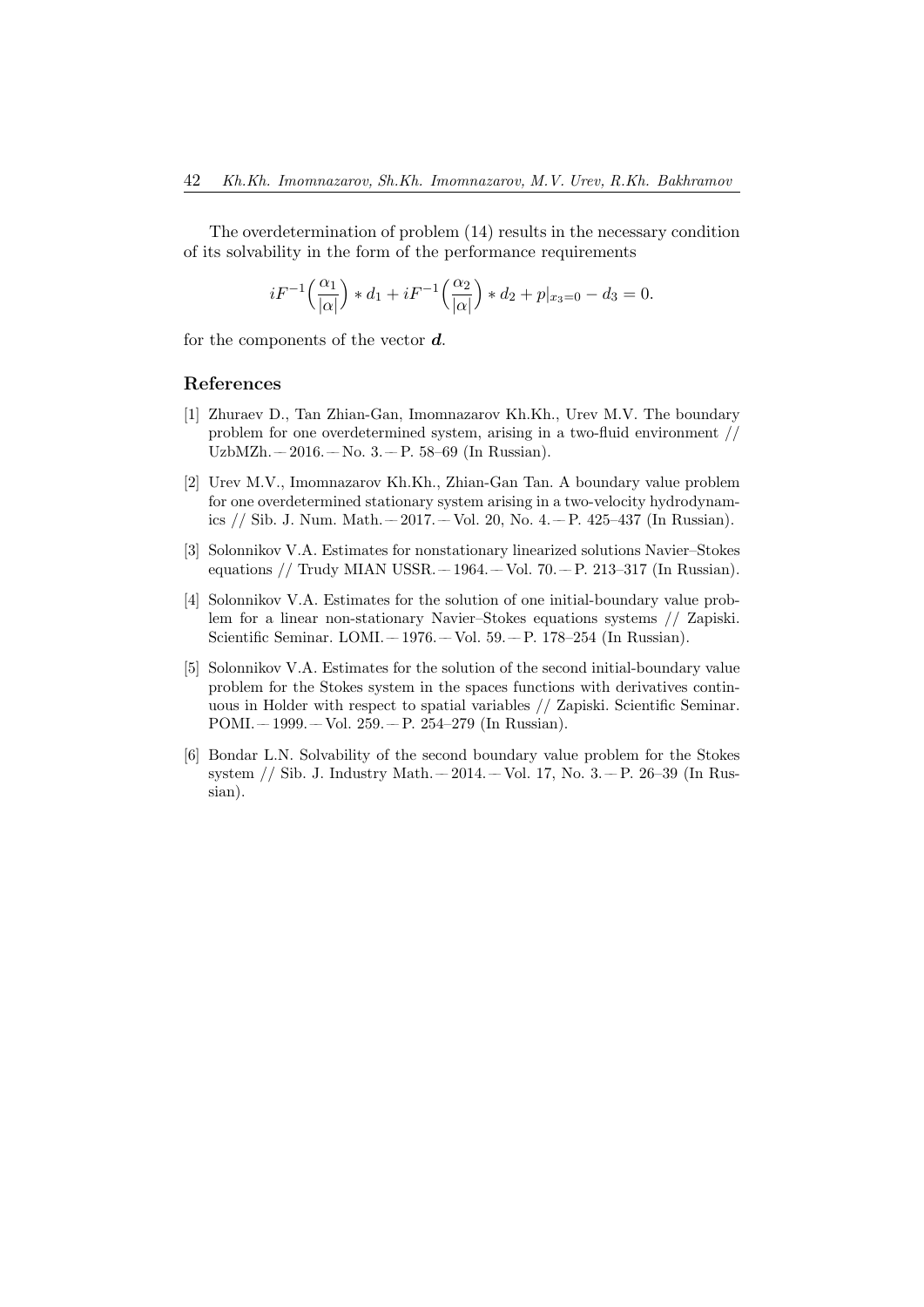The overdetermination of problem (14) results in the necessary condition of its solvability in the form of the performance requirements

$$iF^{-1}\Big(\frac{\alpha_1}{|\alpha|}\Big) * d_1 + iF^{-1}\Big(\frac{\alpha_2}{|\alpha|}\Big) * d_2 + p|_{x_3=0} - d_3 = 0.$$

for the components of the vector $\boldsymbol{d}$.

## References

[1] Zhuraev D., Tan Zhian-Gan, Imomnazarov Kh.Kh., Urev M.V. The boundary problem for one overdetermined system, arising in a two-fluid environment // UzbMZh. — 2016. — No. 3. — P. 58–69 (In Russian).

[2] Urev M.V., Imomnazarov Kh.Kh., Zhian-Gan Tan. A boundary value problem for one overdetermined stationary system arising in a two-velocity hydrodynamics // Sib. J. Num. Math. — 2017. — Vol. 20, No. 4. — P. 425–437 (In Russian).

[3] Solonnikov V.A. Estimates for nonstationary linearized solutions Navier–Stokes equations // Trudy MIAN USSR. — 1964. — Vol. 70. — P. 213–317 (In Russian).

[4] Solonnikov V.A. Estimates for the solution of one initial-boundary value problem for a linear non-stationary Navier–Stokes equations systems // Zapiski. Scientific Seminar. LOMI. — 1976. — Vol. 59. — P. 178–254 (In Russian).

[5] Solonnikov V.A. Estimates for the solution of the second initial-boundary value problem for the Stokes system in the spaces functions with derivatives continuous in Holder with respect to spatial variables // Zapiski. Scientific Seminar. POMI. — 1999. — Vol. 259. — P. 254–279 (In Russian).

[6] Bondar L.N. Solvability of the second boundary value problem for the Stokes system // Sib. J. Industry Math. — 2014. — Vol. 17, No. 3. — P. 26–39 (In Russian).